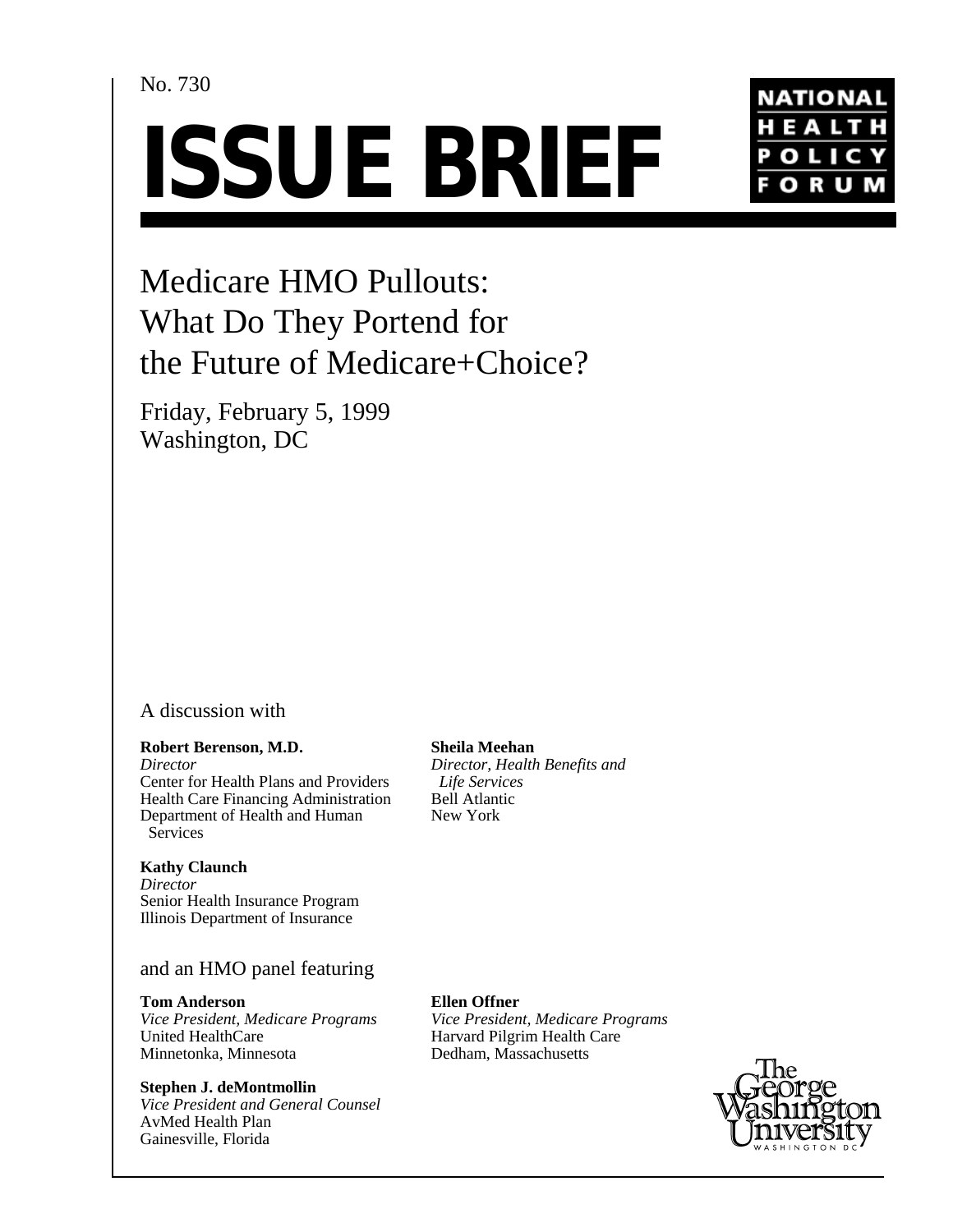No. 730

# ISSUE BRIEF

NATIONAL HEALTH POLICY FORUM

## Medicare HMO Pullouts: What Do They Portend for the Future of Medicare+Choice?

Friday, February 5, 1999
Washington, DC

A discussion with

**Robert Berenson, M.D.**
*Director*
Center for Health Plans and Providers
Health Care Financing Administration
Department of Health and Human Services

**Kathy Claunch**
*Director*
Senior Health Insurance Program
Illinois Department of Insurance

**Sheila Meehan**
*Director, Health Benefits and Life Services*
Bell Atlantic
New York

and an HMO panel featuring

**Tom Anderson**
*Vice President, Medicare Programs*
United HealthCare
Minnetonka, Minnesota

**Stephen J. deMontmollin**
*Vice President and General Counsel*
AvMed Health Plan
Gainesville, Florida

**Ellen Offner**
*Vice President, Medicare Programs*
Harvard Pilgrim Health Care
Dedham, Massachusetts

The George Washington University
WASHINGTON DC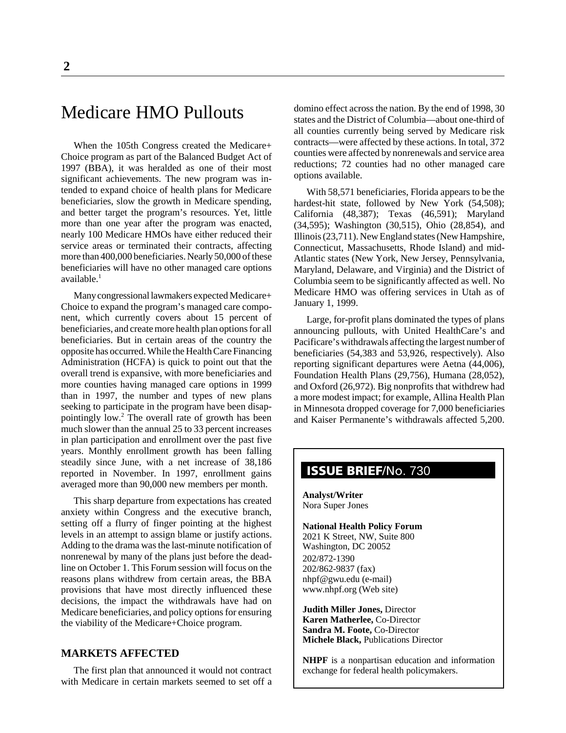# Medicare HMO Pullouts

When the 105th Congress created the Medicare+ Choice program as part of the Balanced Budget Act of 1997 (BBA), it was heralded as one of their most significant achievements. The new program was intended to expand choice of health plans for Medicare beneficiaries, slow the growth in Medicare spending, and better target the program's resources. Yet, little more than one year after the program was enacted, nearly 100 Medicare HMOs have either reduced their service areas or terminated their contracts, affecting more than 400,000 beneficiaries. Nearly 50,000 of these beneficiaries will have no other managed care options available.[1]

Many congressional lawmakers expected Medicare+ Choice to expand the program's managed care component, which currently covers about 15 percent of beneficiaries, and create more health plan options for all beneficiaries. But in certain areas of the country the opposite has occurred. While the Health Care Financing Administration (HCFA) is quick to point out that the overall trend is expansive, with more beneficiaries and more counties having managed care options in 1999 than in 1997, the number and types of new plans seeking to participate in the program have been disappointingly low.[2] The overall rate of growth has been much slower than the annual 25 to 33 percent increases in plan participation and enrollment over the past five years. Monthly enrollment growth has been falling steadily since June, with a net increase of 38,186 reported in November. In 1997, enrollment gains averaged more than 90,000 new members per month.

This sharp departure from expectations has created anxiety within Congress and the executive branch, setting off a flurry of finger pointing at the highest levels in an attempt to assign blame or justify actions. Adding to the drama was the last-minute notification of nonrenewal by many of the plans just before the deadline on October 1. This Forum session will focus on the reasons plans withdrew from certain areas, the BBA provisions that have most directly influenced these decisions, the impact the withdrawals have had on Medicare beneficiaries, and policy options for ensuring the viability of the Medicare+Choice program.

## MARKETS AFFECTED

The first plan that announced it would not contract with Medicare in certain markets seemed to set off a domino effect across the nation. By the end of 1998, 30 states and the District of Columbia—about one-third of all counties currently being served by Medicare risk contracts—were affected by these actions. In total, 372 counties were affected by nonrenewals and service area reductions; 72 counties had no other managed care options available.

With 58,571 beneficiaries, Florida appears to be the hardest-hit state, followed by New York (54,508); California (48,387); Texas (46,591); Maryland (34,595); Washington (30,515), Ohio (28,854), and Illinois (23,711). New England states (New Hampshire, Connecticut, Massachusetts, Rhode Island) and mid-Atlantic states (New York, New Jersey, Pennsylvania, Maryland, Delaware, and Virginia) and the District of Columbia seem to be significantly affected as well. No Medicare HMO was offering services in Utah as of January 1, 1999.

Large, for-profit plans dominated the types of plans announcing pullouts, with United HealthCare's and Pacificare's withdrawals affecting the largest number of beneficiaries (54,383 and 53,926, respectively). Also reporting significant departures were Aetna (44,006), Foundation Health Plans (29,756), Humana (28,052), and Oxford (26,972). Big nonprofits that withdrew had a more modest impact; for example, Allina Health Plan in Minnesota dropped coverage for 7,000 beneficiaries and Kaiser Permanente's withdrawals affected 5,200.

**ISSUE BRIEF**/No. 730

**Analyst/Writer**
Nora Super Jones

**National Health Policy Forum**
2021 K Street, NW, Suite 800
Washington, DC 20052
202/872-1390
202/862-9837 (fax)
nhpf@gwu.edu (e-mail)
www.nhpf.org (Web site)

**Judith Miller Jones,** Director
**Karen Matherlee,** Co-Director
**Sandra M. Foote,** Co-Director
**Michele Black,** Publications Director

**NHPF** is a nonpartisan education and information exchange for federal health policymakers.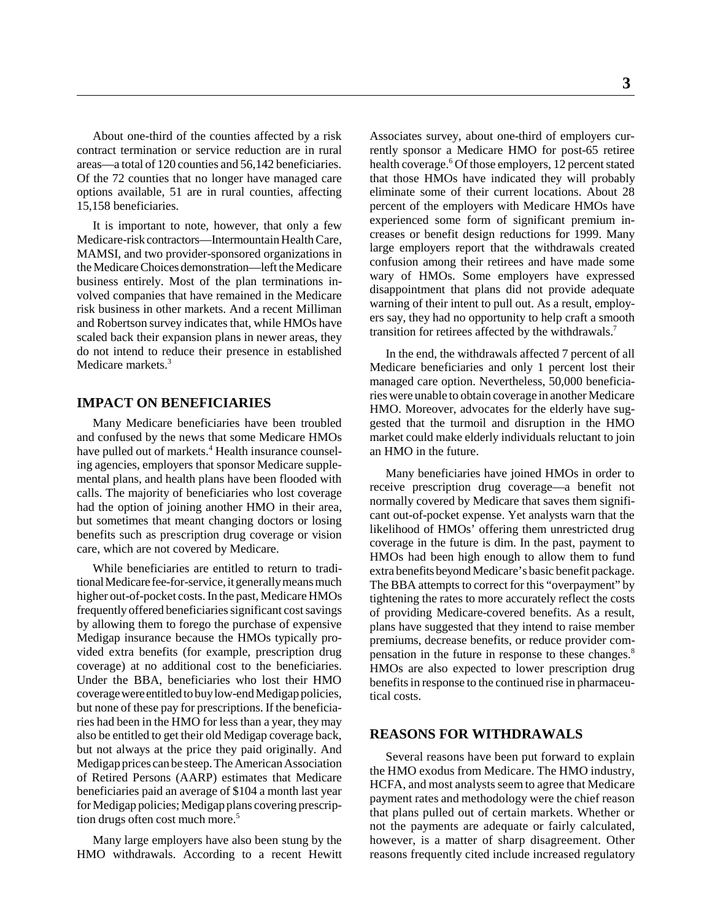About one-third of the counties affected by a risk contract termination or service reduction are in rural areas—a total of 120 counties and 56,142 beneficiaries. Of the 72 counties that no longer have managed care options available, 51 are in rural counties, affecting 15,158 beneficiaries.

It is important to note, however, that only a few Medicare-risk contractors—Intermountain Health Care, MAMSI, and two provider-sponsored organizations in the Medicare Choices demonstration—left the Medicare business entirely. Most of the plan terminations involved companies that have remained in the Medicare risk business in other markets. And a recent Milliman and Robertson survey indicates that, while HMOs have scaled back their expansion plans in newer areas, they do not intend to reduce their presence in established Medicare markets.[3]

## IMPACT ON BENEFICIARIES

Many Medicare beneficiaries have been troubled and confused by the news that some Medicare HMOs have pulled out of markets.[4] Health insurance counseling agencies, employers that sponsor Medicare supplemental plans, and health plans have been flooded with calls. The majority of beneficiaries who lost coverage had the option of joining another HMO in their area, but sometimes that meant changing doctors or losing benefits such as prescription drug coverage or vision care, which are not covered by Medicare.

While beneficiaries are entitled to return to traditional Medicare fee-for-service, it generally means much higher out-of-pocket costs. In the past, Medicare HMOs frequently offered beneficiaries significant cost savings by allowing them to forego the purchase of expensive Medigap insurance because the HMOs typically provided extra benefits (for example, prescription drug coverage) at no additional cost to the beneficiaries. Under the BBA, beneficiaries who lost their HMO coverage were entitled to buy low-end Medigap policies, but none of these pay for prescriptions. If the beneficiaries had been in the HMO for less than a year, they may also be entitled to get their old Medigap coverage back, but not always at the price they paid originally. And Medigap prices can be steep. The American Association of Retired Persons (AARP) estimates that Medicare beneficiaries paid an average of $104 a month last year for Medigap policies; Medigap plans covering prescription drugs often cost much more.[5]

Many large employers have also been stung by the HMO withdrawals. According to a recent Hewitt Associates survey, about one-third of employers currently sponsor a Medicare HMO for post-65 retiree health coverage.[6] Of those employers, 12 percent stated that those HMOs have indicated they will probably eliminate some of their current locations. About 28 percent of the employers with Medicare HMOs have experienced some form of significant premium increases or benefit design reductions for 1999. Many large employers report that the withdrawals created confusion among their retirees and have made some wary of HMOs. Some employers have expressed disappointment that plans did not provide adequate warning of their intent to pull out. As a result, employers say, they had no opportunity to help craft a smooth transition for retirees affected by the withdrawals.[7]

In the end, the withdrawals affected 7 percent of all Medicare beneficiaries and only 1 percent lost their managed care option. Nevertheless, 50,000 beneficiaries were unable to obtain coverage in another Medicare HMO. Moreover, advocates for the elderly have suggested that the turmoil and disruption in the HMO market could make elderly individuals reluctant to join an HMO in the future.

Many beneficiaries have joined HMOs in order to receive prescription drug coverage—a benefit not normally covered by Medicare that saves them significant out-of-pocket expense. Yet analysts warn that the likelihood of HMOs' offering them unrestricted drug coverage in the future is dim. In the past, payment to HMOs had been high enough to allow them to fund extra benefits beyond Medicare's basic benefit package. The BBA attempts to correct for this "overpayment" by tightening the rates to more accurately reflect the costs of providing Medicare-covered benefits. As a result, plans have suggested that they intend to raise member premiums, decrease benefits, or reduce provider compensation in the future in response to these changes.[8] HMOs are also expected to lower prescription drug benefits in response to the continued rise in pharmaceutical costs.

## REASONS FOR WITHDRAWALS

Several reasons have been put forward to explain the HMO exodus from Medicare. The HMO industry, HCFA, and most analysts seem to agree that Medicare payment rates and methodology were the chief reason that plans pulled out of certain markets. Whether or not the payments are adequate or fairly calculated, however, is a matter of sharp disagreement. Other reasons frequently cited include increased regulatory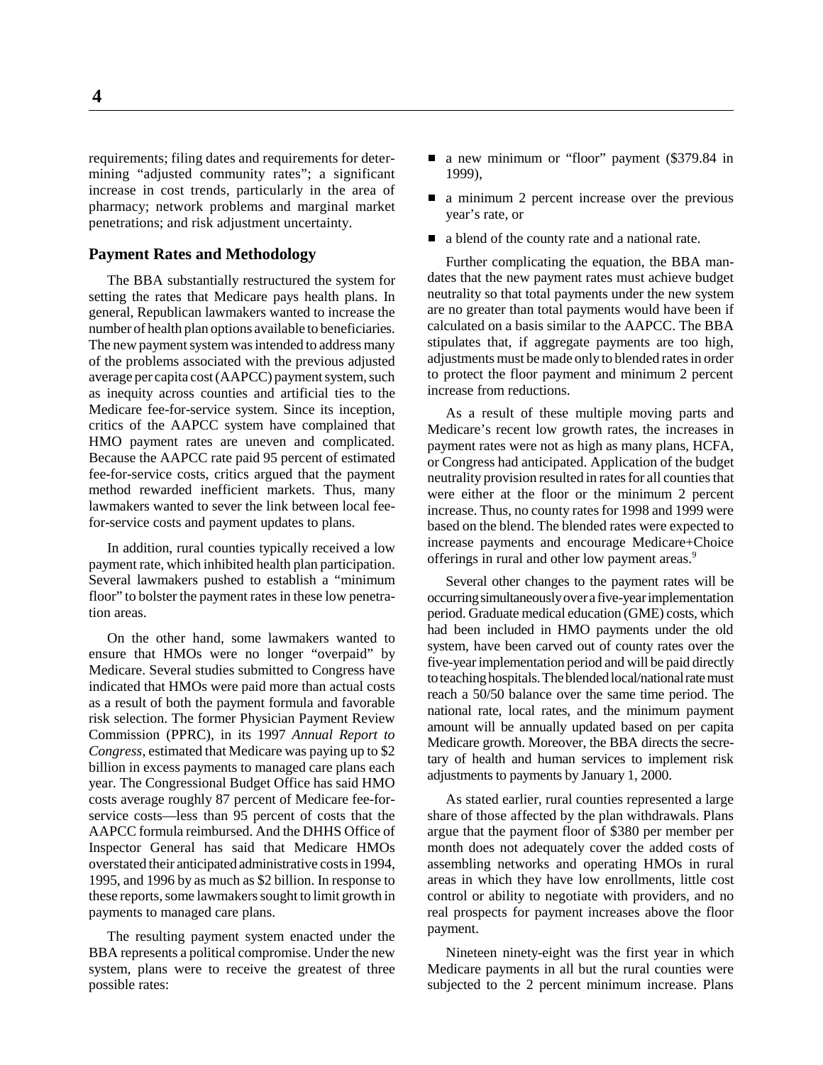requirements; filing dates and requirements for determining "adjusted community rates"; a significant increase in cost trends, particularly in the area of pharmacy; network problems and marginal market penetrations; and risk adjustment uncertainty.

### Payment Rates and Methodology

The BBA substantially restructured the system for setting the rates that Medicare pays health plans. In general, Republican lawmakers wanted to increase the number of health plan options available to beneficiaries. The new payment system was intended to address many of the problems associated with the previous adjusted average per capita cost (AAPCC) payment system, such as inequity across counties and artificial ties to the Medicare fee-for-service system. Since its inception, critics of the AAPCC system have complained that HMO payment rates are uneven and complicated. Because the AAPCC rate paid 95 percent of estimated fee-for-service costs, critics argued that the payment method rewarded inefficient markets. Thus, many lawmakers wanted to sever the link between local fee-for-service costs and payment updates to plans.

In addition, rural counties typically received a low payment rate, which inhibited health plan participation. Several lawmakers pushed to establish a "minimum floor" to bolster the payment rates in these low penetration areas.

On the other hand, some lawmakers wanted to ensure that HMOs were no longer "overpaid" by Medicare. Several studies submitted to Congress have indicated that HMOs were paid more than actual costs as a result of both the payment formula and favorable risk selection. The former Physician Payment Review Commission (PPRC), in its 1997 *Annual Report to Congress*, estimated that Medicare was paying up to $2 billion in excess payments to managed care plans each year. The Congressional Budget Office has said HMO costs average roughly 87 percent of Medicare fee-for-service costs—less than 95 percent of costs that the AAPCC formula reimbursed. And the DHHS Office of Inspector General has said that Medicare HMOs overstated their anticipated administrative costs in 1994, 1995, and 1996 by as much as $2 billion. In response to these reports, some lawmakers sought to limit growth in payments to managed care plans.

The resulting payment system enacted under the BBA represents a political compromise. Under the new system, plans were to receive the greatest of three possible rates:

- a new minimum or "floor" payment ($379.84 in 1999),
- a minimum 2 percent increase over the previous year's rate, or
- a blend of the county rate and a national rate.

Further complicating the equation, the BBA mandates that the new payment rates must achieve budget neutrality so that total payments under the new system are no greater than total payments would have been if calculated on a basis similar to the AAPCC. The BBA stipulates that, if aggregate payments are too high, adjustments must be made only to blended rates in order to protect the floor payment and minimum 2 percent increase from reductions.

As a result of these multiple moving parts and Medicare's recent low growth rates, the increases in payment rates were not as high as many plans, HCFA, or Congress had anticipated. Application of the budget neutrality provision resulted in rates for all counties that were either at the floor or the minimum 2 percent increase. Thus, no county rates for 1998 and 1999 were based on the blend. The blended rates were expected to increase payments and encourage Medicare+Choice offerings in rural and other low payment areas.[9]

Several other changes to the payment rates will be occurring simultaneously over a five-year implementation period. Graduate medical education (GME) costs, which had been included in HMO payments under the old system, have been carved out of county rates over the five-year implementation period and will be paid directly to teaching hospitals. The blended local/national rate must reach a 50/50 balance over the same time period. The national rate, local rates, and the minimum payment amount will be annually updated based on per capita Medicare growth. Moreover, the BBA directs the secretary of health and human services to implement risk adjustments to payments by January 1, 2000.

As stated earlier, rural counties represented a large share of those affected by the plan withdrawals. Plans argue that the payment floor of $380 per member per month does not adequately cover the added costs of assembling networks and operating HMOs in rural areas in which they have low enrollments, little cost control or ability to negotiate with providers, and no real prospects for payment increases above the floor payment.

Nineteen ninety-eight was the first year in which Medicare payments in all but the rural counties were subjected to the 2 percent minimum increase. Plans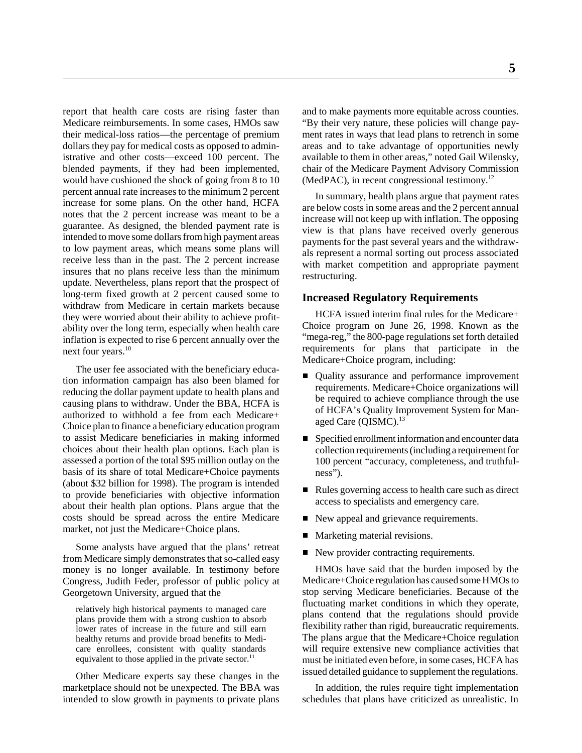report that health care costs are rising faster than Medicare reimbursements. In some cases, HMOs saw their medical-loss ratios—the percentage of premium dollars they pay for medical costs as opposed to administrative and other costs—exceed 100 percent. The blended payments, if they had been implemented, would have cushioned the shock of going from 8 to 10 percent annual rate increases to the minimum 2 percent increase for some plans. On the other hand, HCFA notes that the 2 percent increase was meant to be a guarantee. As designed, the blended payment rate is intended to move some dollars from high payment areas to low payment areas, which means some plans will receive less than in the past. The 2 percent increase insures that no plans receive less than the minimum update. Nevertheless, plans report that the prospect of long-term fixed growth at 2 percent caused some to withdraw from Medicare in certain markets because they were worried about their ability to achieve profitability over the long term, especially when health care inflation is expected to rise 6 percent annually over the next four years.[10]

The user fee associated with the beneficiary education information campaign has also been blamed for reducing the dollar payment update to health plans and causing plans to withdraw. Under the BBA, HCFA is authorized to withhold a fee from each Medicare+ Choice plan to finance a beneficiary education program to assist Medicare beneficiaries in making informed choices about their health plan options. Each plan is assessed a portion of the total $95 million outlay on the basis of its share of total Medicare+Choice payments (about $32 billion for 1998). The program is intended to provide beneficiaries with objective information about their health plan options. Plans argue that the costs should be spread across the entire Medicare market, not just the Medicare+Choice plans.

Some analysts have argued that the plans' retreat from Medicare simply demonstrates that so-called easy money is no longer available. In testimony before Congress, Judith Feder, professor of public policy at Georgetown University, argued that the

> relatively high historical payments to managed care plans provide them with a strong cushion to absorb lower rates of increase in the future and still earn healthy returns and provide broad benefits to Medicare enrollees, consistent with quality standards equivalent to those applied in the private sector.[11]

Other Medicare experts say these changes in the marketplace should not be unexpected. The BBA was intended to slow growth in payments to private plans and to make payments more equitable across counties. "By their very nature, these policies will change payment rates in ways that lead plans to retrench in some areas and to take advantage of opportunities newly available to them in other areas," noted Gail Wilensky, chair of the Medicare Payment Advisory Commission (MedPAC), in recent congressional testimony.[12]

In summary, health plans argue that payment rates are below costs in some areas and the 2 percent annual increase will not keep up with inflation. The opposing view is that plans have received overly generous payments for the past several years and the withdrawals represent a normal sorting out process associated with market competition and appropriate payment restructuring.

### Increased Regulatory Requirements

HCFA issued interim final rules for the Medicare+ Choice program on June 26, 1998. Known as the "mega-reg," the 800-page regulations set forth detailed requirements for plans that participate in the Medicare+Choice program, including:

- Quality assurance and performance improvement requirements. Medicare+Choice organizations will be required to achieve compliance through the use of HCFA's Quality Improvement System for Managed Care (QISMC).[13]
- Specified enrollment information and encounter data collection requirements (including a requirement for 100 percent "accuracy, completeness, and truthfulness").
- Rules governing access to health care such as direct access to specialists and emergency care.
- New appeal and grievance requirements.
- Marketing material revisions.
- New provider contracting requirements.

HMOs have said that the burden imposed by the Medicare+Choice regulation has caused some HMOs to stop serving Medicare beneficiaries. Because of the fluctuating market conditions in which they operate, plans contend that the regulations should provide flexibility rather than rigid, bureaucratic requirements. The plans argue that the Medicare+Choice regulation will require extensive new compliance activities that must be initiated even before, in some cases, HCFA has issued detailed guidance to supplement the regulations.

In addition, the rules require tight implementation schedules that plans have criticized as unrealistic. In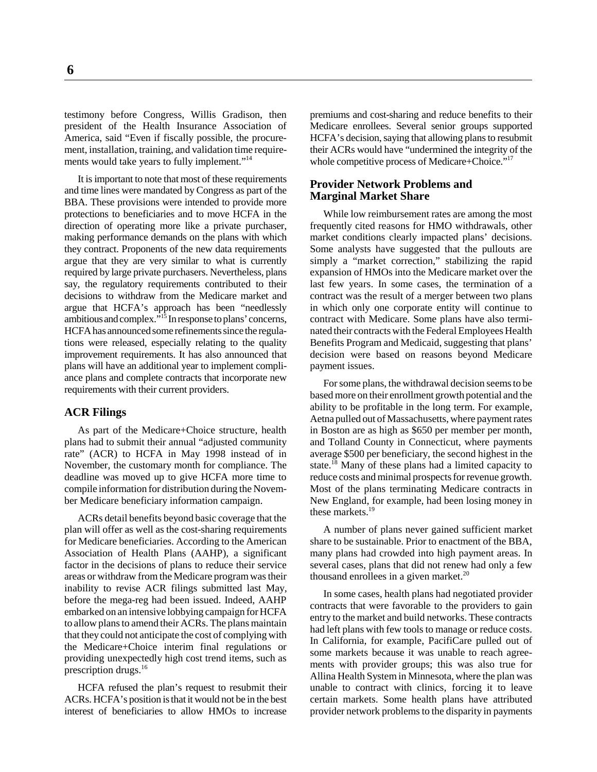testimony before Congress, Willis Gradison, then president of the Health Insurance Association of America, said "Even if fiscally possible, the procurement, installation, training, and validation time requirements would take years to fully implement."[14]

It is important to note that most of these requirements and time lines were mandated by Congress as part of the BBA. These provisions were intended to provide more protections to beneficiaries and to move HCFA in the direction of operating more like a private purchaser, making performance demands on the plans with which they contract. Proponents of the new data requirements argue that they are very similar to what is currently required by large private purchasers. Nevertheless, plans say, the regulatory requirements contributed to their decisions to withdraw from the Medicare market and argue that HCFA's approach has been "needlessly ambitious and complex."[15] In response to plans' concerns, HCFA has announced some refinements since the regulations were released, especially relating to the quality improvement requirements. It has also announced that plans will have an additional year to implement compliance plans and complete contracts that incorporate new requirements with their current providers.

### ACR Filings

As part of the Medicare+Choice structure, health plans had to submit their annual "adjusted community rate" (ACR) to HCFA in May 1998 instead of in November, the customary month for compliance. The deadline was moved up to give HCFA more time to compile information for distribution during the November Medicare beneficiary information campaign.

ACRs detail benefits beyond basic coverage that the plan will offer as well as the cost-sharing requirements for Medicare beneficiaries. According to the American Association of Health Plans (AAHP), a significant factor in the decisions of plans to reduce their service areas or withdraw from the Medicare program was their inability to revise ACR filings submitted last May, before the mega-reg had been issued. Indeed, AAHP embarked on an intensive lobbying campaign for HCFA to allow plans to amend their ACRs. The plans maintain that they could not anticipate the cost of complying with the Medicare+Choice interim final regulations or providing unexpectedly high cost trend items, such as prescription drugs.[16]

HCFA refused the plan's request to resubmit their ACRs. HCFA's position is that it would not be in the best interest of beneficiaries to allow HMOs to increase premiums and cost-sharing and reduce benefits to their Medicare enrollees. Several senior groups supported HCFA's decision, saying that allowing plans to resubmit their ACRs would have "undermined the integrity of the whole competitive process of Medicare+Choice."[17]

### Provider Network Problems and Marginal Market Share

While low reimbursement rates are among the most frequently cited reasons for HMO withdrawals, other market conditions clearly impacted plans' decisions. Some analysts have suggested that the pullouts are simply a "market correction," stabilizing the rapid expansion of HMOs into the Medicare market over the last few years. In some cases, the termination of a contract was the result of a merger between two plans in which only one corporate entity will continue to contract with Medicare. Some plans have also terminated their contracts with the Federal Employees Health Benefits Program and Medicaid, suggesting that plans' decision were based on reasons beyond Medicare payment issues.

For some plans, the withdrawal decision seems to be based more on their enrollment growth potential and the ability to be profitable in the long term. For example, Aetna pulled out of Massachusetts, where payment rates in Boston are as high as $650 per member per month, and Tolland County in Connecticut, where payments average $500 per beneficiary, the second highest in the state.[18] Many of these plans had a limited capacity to reduce costs and minimal prospects for revenue growth. Most of the plans terminating Medicare contracts in New England, for example, had been losing money in these markets.[19]

A number of plans never gained sufficient market share to be sustainable. Prior to enactment of the BBA, many plans had crowded into high payment areas. In several cases, plans that did not renew had only a few thousand enrollees in a given market.[20]

In some cases, health plans had negotiated provider contracts that were favorable to the providers to gain entry to the market and build networks. These contracts had left plans with few tools to manage or reduce costs. In California, for example, PacifiCare pulled out of some markets because it was unable to reach agreements with provider groups; this was also true for Allina Health System in Minnesota, where the plan was unable to contract with clinics, forcing it to leave certain markets. Some health plans have attributed provider network problems to the disparity in payments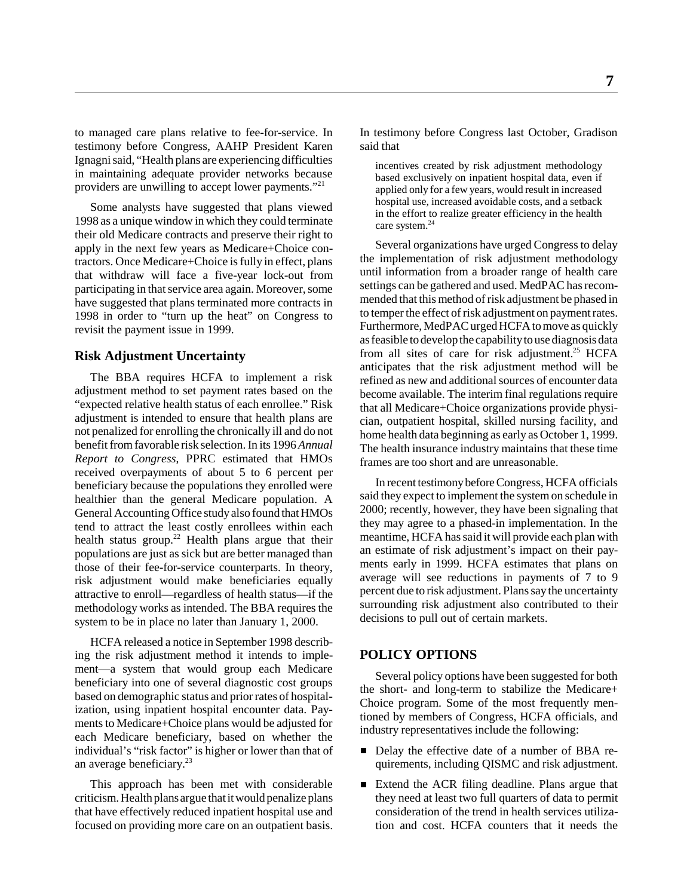to managed care plans relative to fee-for-service. In testimony before Congress, AAHP President Karen Ignagni said, "Health plans are experiencing difficulties in maintaining adequate provider networks because providers are unwilling to accept lower payments."[21]

Some analysts have suggested that plans viewed 1998 as a unique window in which they could terminate their old Medicare contracts and preserve their right to apply in the next few years as Medicare+Choice contractors. Once Medicare+Choice is fully in effect, plans that withdraw will face a five-year lock-out from participating in that service area again. Moreover, some have suggested that plans terminated more contracts in 1998 in order to "turn up the heat" on Congress to revisit the payment issue in 1999.

### Risk Adjustment Uncertainty

The BBA requires HCFA to implement a risk adjustment method to set payment rates based on the "expected relative health status of each enrollee." Risk adjustment is intended to ensure that health plans are not penalized for enrolling the chronically ill and do not benefit from favorable risk selection. In its 1996 *Annual Report to Congress*, PPRC estimated that HMOs received overpayments of about 5 to 6 percent per beneficiary because the populations they enrolled were healthier than the general Medicare population. A General Accounting Office study also found that HMOs tend to attract the least costly enrollees within each health status group.[22] Health plans argue that their populations are just as sick but are better managed than those of their fee-for-service counterparts. In theory, risk adjustment would make beneficiaries equally attractive to enroll—regardless of health status—if the methodology works as intended. The BBA requires the system to be in place no later than January 1, 2000.

HCFA released a notice in September 1998 describing the risk adjustment method it intends to implement—a system that would group each Medicare beneficiary into one of several diagnostic cost groups based on demographic status and prior rates of hospitalization, using inpatient hospital encounter data. Payments to Medicare+Choice plans would be adjusted for each Medicare beneficiary, based on whether the individual's "risk factor" is higher or lower than that of an average beneficiary.[23]

This approach has been met with considerable criticism. Health plans argue that it would penalize plans that have effectively reduced inpatient hospital use and focused on providing more care on an outpatient basis. In testimony before Congress last October, Gradison said that

> incentives created by risk adjustment methodology based exclusively on inpatient hospital data, even if applied only for a few years, would result in increased hospital use, increased avoidable costs, and a setback in the effort to realize greater efficiency in the health care system.[24]

Several organizations have urged Congress to delay the implementation of risk adjustment methodology until information from a broader range of health care settings can be gathered and used. MedPAC has recommended that this method of risk adjustment be phased in to temper the effect of risk adjustment on payment rates. Furthermore, MedPAC urged HCFA to move as quickly as feasible to develop the capability to use diagnosis data from all sites of care for risk adjustment.[25] HCFA anticipates that the risk adjustment method will be refined as new and additional sources of encounter data become available. The interim final regulations require that all Medicare+Choice organizations provide physician, outpatient hospital, skilled nursing facility, and home health data beginning as early as October 1, 1999. The health insurance industry maintains that these time frames are too short and are unreasonable.

In recent testimony before Congress, HCFA officials said they expect to implement the system on schedule in 2000; recently, however, they have been signaling that they may agree to a phased-in implementation. In the meantime, HCFA has said it will provide each plan with an estimate of risk adjustment's impact on their payments early in 1999. HCFA estimates that plans on average will see reductions in payments of 7 to 9 percent due to risk adjustment. Plans say the uncertainty surrounding risk adjustment also contributed to their decisions to pull out of certain markets.

## POLICY OPTIONS

Several policy options have been suggested for both the short- and long-term to stabilize the Medicare+ Choice program. Some of the most frequently mentioned by members of Congress, HCFA officials, and industry representatives include the following:

- Delay the effective date of a number of BBA requirements, including QISMC and risk adjustment.
- Extend the ACR filing deadline. Plans argue that they need at least two full quarters of data to permit consideration of the trend in health services utilization and cost. HCFA counters that it needs the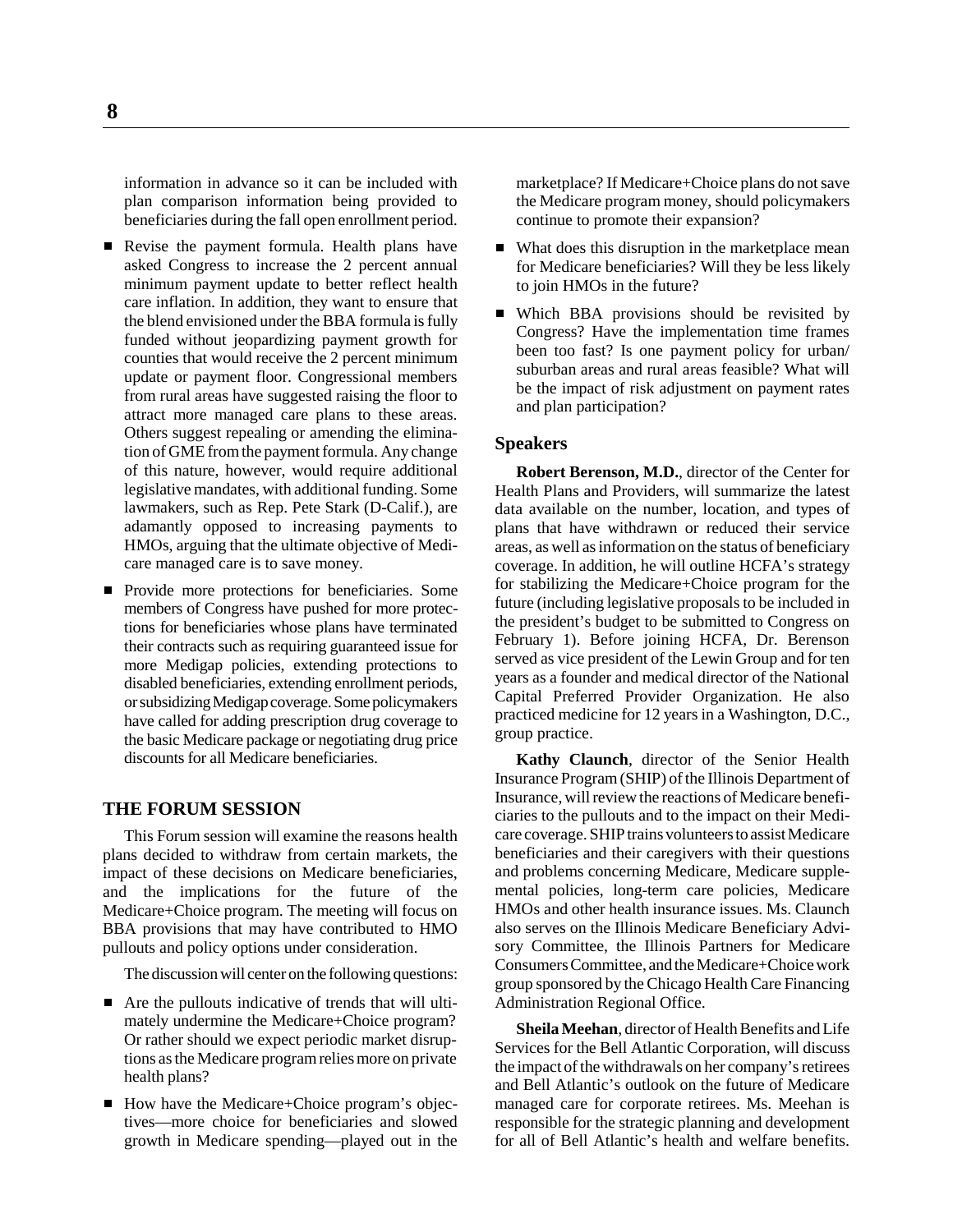information in advance so it can be included with plan comparison information being provided to beneficiaries during the fall open enrollment period.

- Revise the payment formula. Health plans have asked Congress to increase the 2 percent annual minimum payment update to better reflect health care inflation. In addition, they want to ensure that the blend envisioned under the BBA formula is fully funded without jeopardizing payment growth for counties that would receive the 2 percent minimum update or payment floor. Congressional members from rural areas have suggested raising the floor to attract more managed care plans to these areas. Others suggest repealing or amending the elimination of GME from the payment formula. Any change of this nature, however, would require additional legislative mandates, with additional funding. Some lawmakers, such as Rep. Pete Stark (D-Calif.), are adamantly opposed to increasing payments to HMOs, arguing that the ultimate objective of Medicare managed care is to save money.
- Provide more protections for beneficiaries. Some members of Congress have pushed for more protections for beneficiaries whose plans have terminated their contracts such as requiring guaranteed issue for more Medigap policies, extending protections to disabled beneficiaries, extending enrollment periods, or subsidizing Medigap coverage. Some policymakers have called for adding prescription drug coverage to the basic Medicare package or negotiating drug price discounts for all Medicare beneficiaries.

## THE FORUM SESSION

This Forum session will examine the reasons health plans decided to withdraw from certain markets, the impact of these decisions on Medicare beneficiaries, and the implications for the future of the Medicare+Choice program. The meeting will focus on BBA provisions that may have contributed to HMO pullouts and policy options under consideration.

The discussion will center on the following questions:

- Are the pullouts indicative of trends that will ultimately undermine the Medicare+Choice program? Or rather should we expect periodic market disruptions as the Medicare program relies more on private health plans?
- How have the Medicare+Choice program's objectives—more choice for beneficiaries and slowed growth in Medicare spending—played out in the marketplace? If Medicare+Choice plans do not save the Medicare program money, should policymakers continue to promote their expansion?
- What does this disruption in the marketplace mean for Medicare beneficiaries? Will they be less likely to join HMOs in the future?
- Which BBA provisions should be revisited by Congress? Have the implementation time frames been too fast? Is one payment policy for urban/suburban areas and rural areas feasible? What will be the impact of risk adjustment on payment rates and plan participation?

### Speakers

**Robert Berenson, M.D.**, director of the Center for Health Plans and Providers, will summarize the latest data available on the number, location, and types of plans that have withdrawn or reduced their service areas, as well as information on the status of beneficiary coverage. In addition, he will outline HCFA's strategy for stabilizing the Medicare+Choice program for the future (including legislative proposals to be included in the president's budget to be submitted to Congress on February 1). Before joining HCFA, Dr. Berenson served as vice president of the Lewin Group and for ten years as a founder and medical director of the National Capital Preferred Provider Organization. He also practiced medicine for 12 years in a Washington, D.C., group practice.

**Kathy Claunch**, director of the Senior Health Insurance Program (SHIP) of the Illinois Department of Insurance, will review the reactions of Medicare beneficiaries to the pullouts and to the impact on their Medicare coverage. SHIP trains volunteers to assist Medicare beneficiaries and their caregivers with their questions and problems concerning Medicare, Medicare supplemental policies, long-term care policies, Medicare HMOs and other health insurance issues. Ms. Claunch also serves on the Illinois Medicare Beneficiary Advisory Committee, the Illinois Partners for Medicare Consumers Committee, and the Medicare+Choice work group sponsored by the Chicago Health Care Financing Administration Regional Office.

**Sheila Meehan**, director of Health Benefits and Life Services for the Bell Atlantic Corporation, will discuss the impact of the withdrawals on her company's retirees and Bell Atlantic's outlook on the future of Medicare managed care for corporate retirees. Ms. Meehan is responsible for the strategic planning and development for all of Bell Atlantic's health and welfare benefits.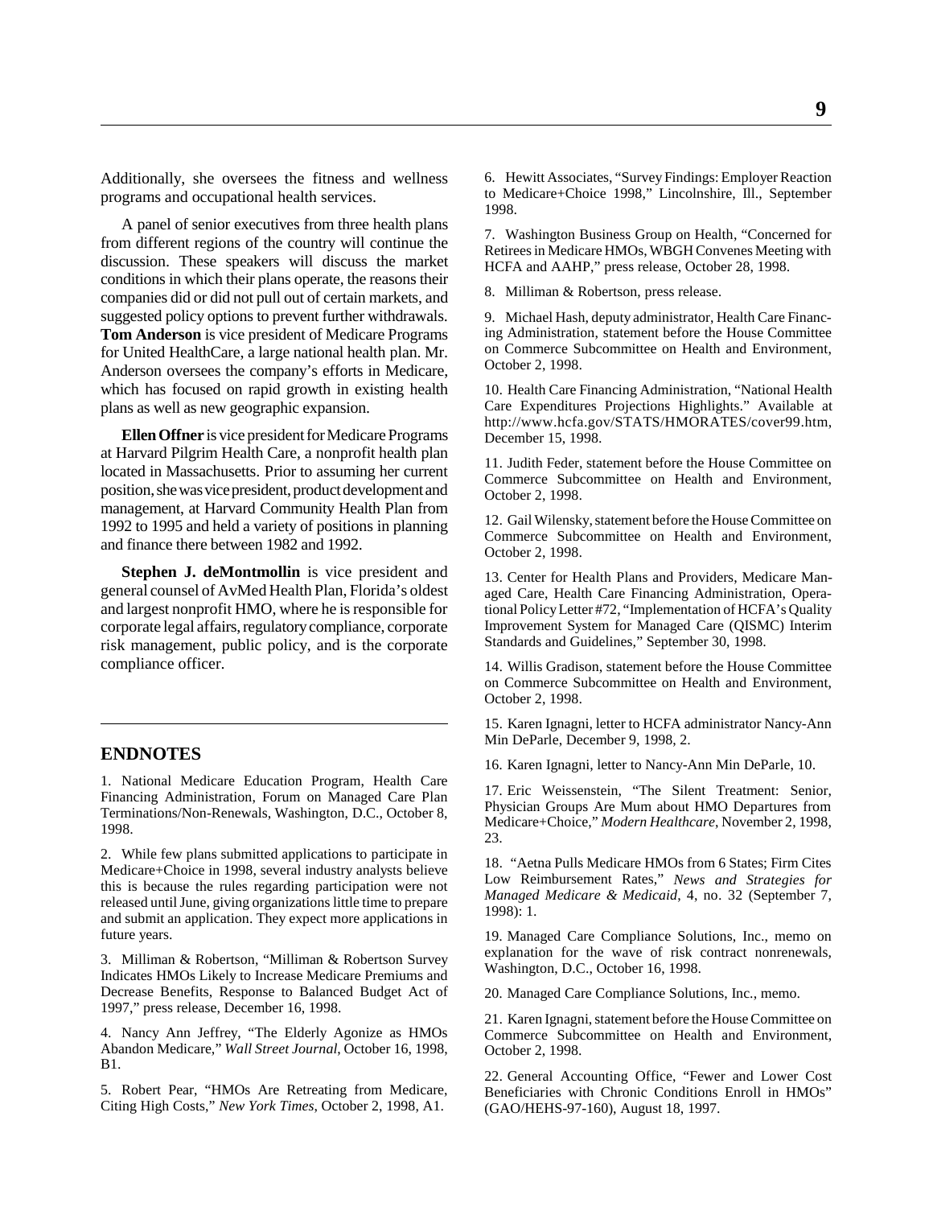Additionally, she oversees the fitness and wellness programs and occupational health services.

A panel of senior executives from three health plans from different regions of the country will continue the discussion. These speakers will discuss the market conditions in which their plans operate, the reasons their companies did or did not pull out of certain markets, and suggested policy options to prevent further withdrawals. **Tom Anderson** is vice president of Medicare Programs for United HealthCare, a large national health plan. Mr. Anderson oversees the company's efforts in Medicare, which has focused on rapid growth in existing health plans as well as new geographic expansion.

**Ellen Offner** is vice president for Medicare Programs at Harvard Pilgrim Health Care, a nonprofit health plan located in Massachusetts. Prior to assuming her current position, she was vice president, product development and management, at Harvard Community Health Plan from 1992 to 1995 and held a variety of positions in planning and finance there between 1982 and 1992.

**Stephen J. deMontmollin** is vice president and general counsel of AvMed Health Plan, Florida's oldest and largest nonprofit HMO, where he is responsible for corporate legal affairs, regulatory compliance, corporate risk management, public policy, and is the corporate compliance officer.

## ENDNOTES

1. National Medicare Education Program, Health Care Financing Administration, Forum on Managed Care Plan Terminations/Non-Renewals, Washington, D.C., October 8, 1998.

2. While few plans submitted applications to participate in Medicare+Choice in 1998, several industry analysts believe this is because the rules regarding participation were not released until June, giving organizations little time to prepare and submit an application. They expect more applications in future years.

3. Milliman & Robertson, "Milliman & Robertson Survey Indicates HMOs Likely to Increase Medicare Premiums and Decrease Benefits, Response to Balanced Budget Act of 1997," press release, December 16, 1998.

4. Nancy Ann Jeffrey, "The Elderly Agonize as HMOs Abandon Medicare," *Wall Street Journal*, October 16, 1998, B1.

5. Robert Pear, "HMOs Are Retreating from Medicare, Citing High Costs," *New York Times*, October 2, 1998, A1.

6. Hewitt Associates, "Survey Findings: Employer Reaction to Medicare+Choice 1998," Lincolnshire, Ill., September 1998.

7. Washington Business Group on Health, "Concerned for Retirees in Medicare HMOs, WBGH Convenes Meeting with HCFA and AAHP," press release, October 28, 1998.

8. Milliman & Robertson, press release.

9. Michael Hash, deputy administrator, Health Care Financing Administration, statement before the House Committee on Commerce Subcommittee on Health and Environment, October 2, 1998.

10. Health Care Financing Administration, "National Health Care Expenditures Projections Highlights." Available at http://www.hcfa.gov/STATS/HMORATES/cover99.htm, December 15, 1998.

11. Judith Feder, statement before the House Committee on Commerce Subcommittee on Health and Environment, October 2, 1998.

12. Gail Wilensky, statement before the House Committee on Commerce Subcommittee on Health and Environment, October 2, 1998.

13. Center for Health Plans and Providers, Medicare Managed Care, Health Care Financing Administration, Operational Policy Letter #72, "Implementation of HCFA's Quality Improvement System for Managed Care (QISMC) Interim Standards and Guidelines," September 30, 1998.

14. Willis Gradison, statement before the House Committee on Commerce Subcommittee on Health and Environment, October 2, 1998.

15. Karen Ignagni, letter to HCFA administrator Nancy-Ann Min DeParle, December 9, 1998, 2.

16. Karen Ignagni, letter to Nancy-Ann Min DeParle, 10.

17. Eric Weissenstein, "The Silent Treatment: Senior, Physician Groups Are Mum about HMO Departures from Medicare+Choice," *Modern Healthcare*, November 2, 1998, 23.

18. "Aetna Pulls Medicare HMOs from 6 States; Firm Cites Low Reimbursement Rates," *News and Strategies for Managed Medicare & Medicaid*, 4, no. 32 (September 7, 1998): 1.

19. Managed Care Compliance Solutions, Inc., memo on explanation for the wave of risk contract nonrenewals, Washington, D.C., October 16, 1998.

20. Managed Care Compliance Solutions, Inc., memo.

21. Karen Ignagni, statement before the House Committee on Commerce Subcommittee on Health and Environment, October 2, 1998.

22. General Accounting Office, "Fewer and Lower Cost Beneficiaries with Chronic Conditions Enroll in HMOs" (GAO/HEHS-97-160), August 18, 1997.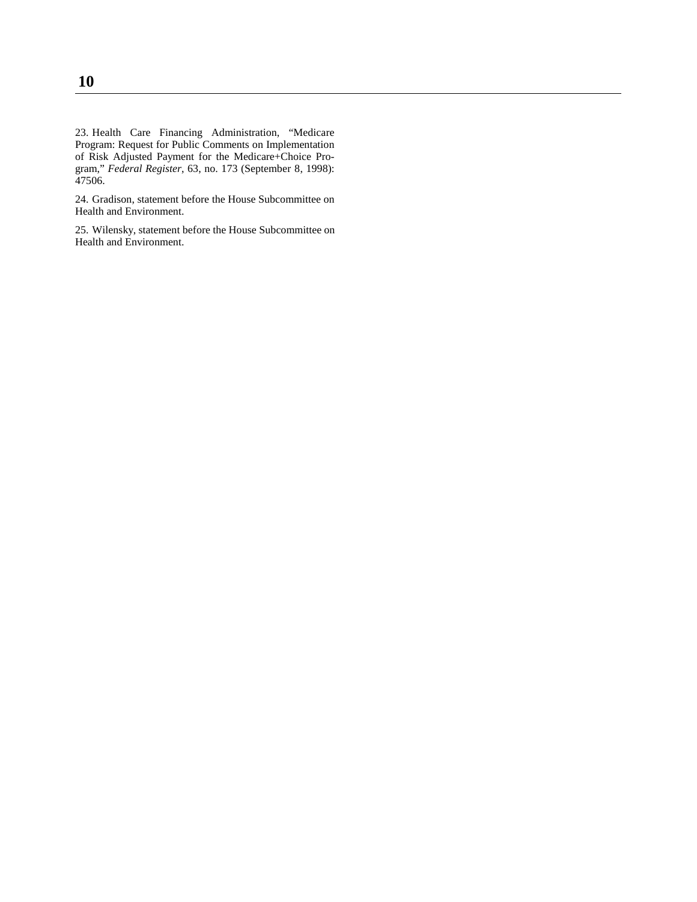23. Health Care Financing Administration, "Medicare Program: Request for Public Comments on Implementation of Risk Adjusted Payment for the Medicare+Choice Program," *Federal Register*, 63, no. 173 (September 8, 1998): 47506.

24. Gradison, statement before the House Subcommittee on Health and Environment.

25. Wilensky, statement before the House Subcommittee on Health and Environment.